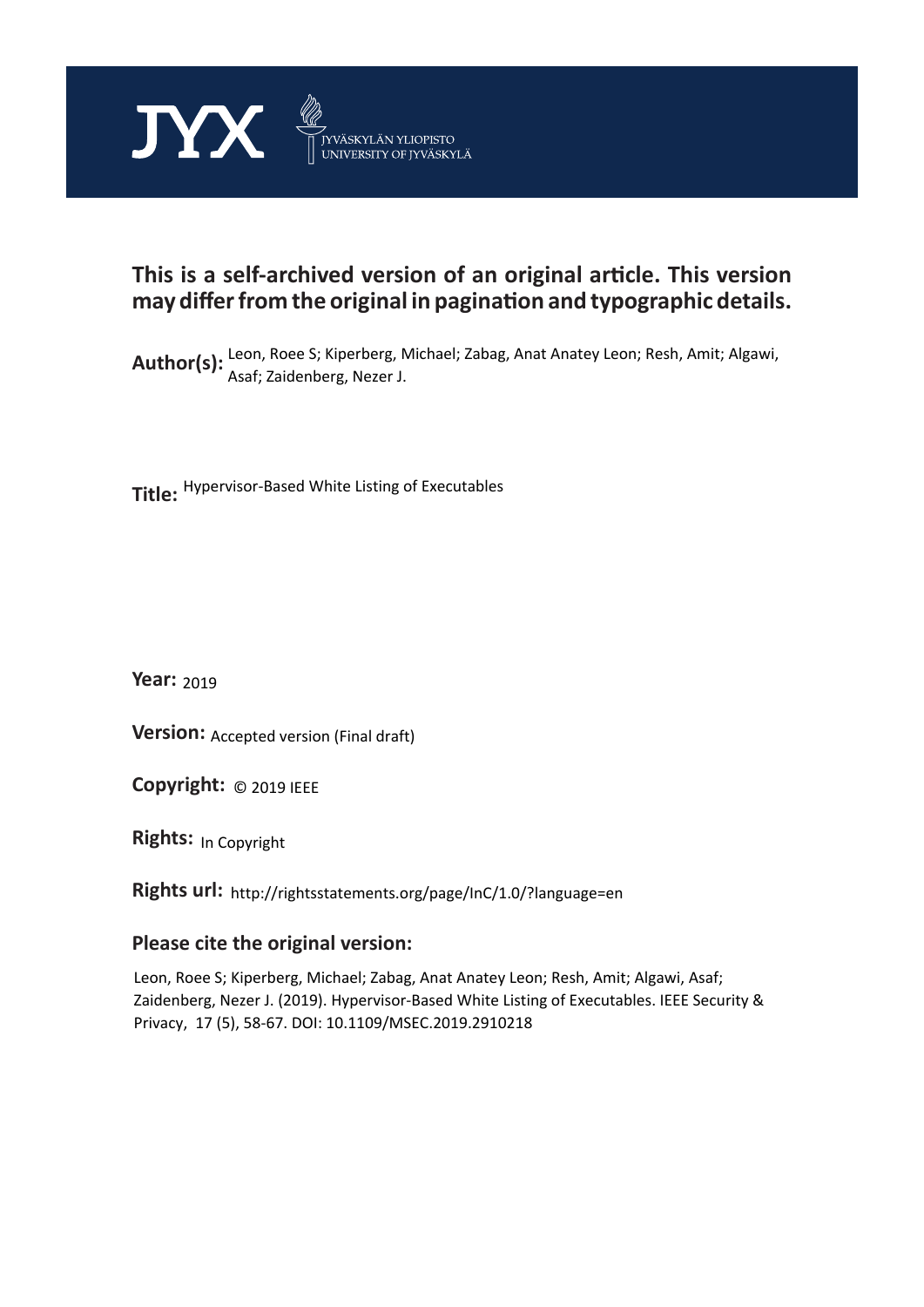JYX JYVÄSKYLÄN YLIOPISTO UNIVERSITY OF JYVÄSKYLÄ

## This is a self-archived version of an original article. This version may differ from the original in pagination and typographic details.

**Author(s):** Leon, Roee S; Kiperberg, Michael; Zabag, Anat Anatey Leon; Resh, Amit; Algawi, Asaf; Zaidenberg, Nezer J.

**Title:** Hypervisor-Based White Listing of Executables

**Year:** 2019

**Version:** Accepted version (Final draft)

**Copyright:** © 2019 IEEE

**Rights:** In Copyright

**Rights url:** http://rightsstatements.org/page/InC/1.0/?language=en

### Please cite the original version:

Leon, Roee S; Kiperberg, Michael; Zabag, Anat Anatey Leon; Resh, Amit; Algawi, Asaf; Zaidenberg, Nezer J. (2019). Hypervisor-Based White Listing of Executables. IEEE Security & Privacy, 17 (5), 58-67. DOI: 10.1109/MSEC.2019.2910218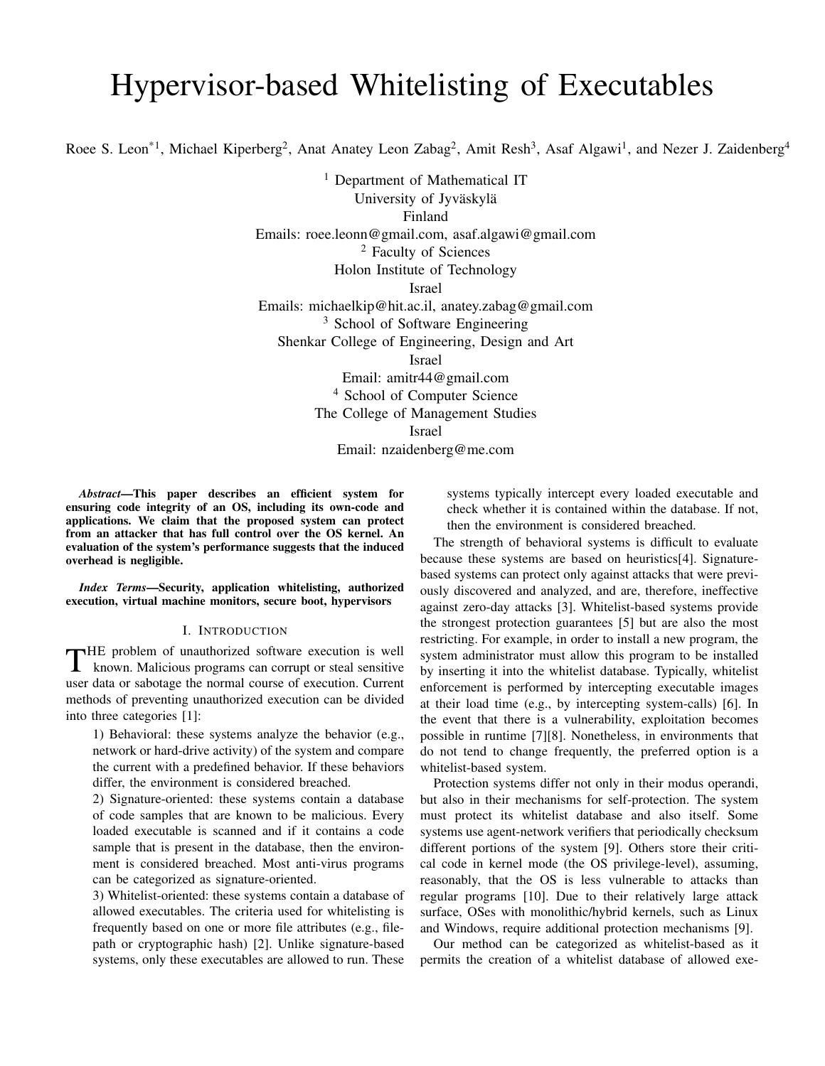# Hypervisor-based Whitelisting of Executables

Roee S. Leon*[1], Michael Kiperberg[2], Anat Anatey Leon Zabag[2], Amit Resh[3], Asaf Algawi[1], and Nezer J. Zaidenberg[4]

[1] Department of Mathematical IT
University of Jyväskylä
Finland
Emails: roee.leonn@gmail.com, asaf.algawi@gmail.com

[2] Faculty of Sciences
Holon Institute of Technology
Israel
Emails: michaelkip@hit.ac.il, anatey.zabag@gmail.com

[3] School of Software Engineering
Shenkar College of Engineering, Design and Art
Israel
Email: amitr44@gmail.com

[4] School of Computer Science
The College of Management Studies
Israel
Email: nzaidenberg@me.com

***Abstract*—This paper describes an efficient system for ensuring code integrity of an OS, including its own-code and applications. We claim that the proposed system can protect from an attacker that has full control over the OS kernel. An evaluation of the system's performance suggests that the induced overhead is negligible.**

***Index Terms*—Security, application whitelisting, authorized execution, virtual machine monitors, secure boot, hypervisors**

## I. Introduction

The problem of unauthorized software execution is well known. Malicious programs can corrupt or steal sensitive user data or sabotage the normal course of execution. Current methods of preventing unauthorized execution can be divided into three categories [1]:

1) Behavioral: these systems analyze the behavior (e.g., network or hard-drive activity) of the system and compare the current with a predefined behavior. If these behaviors differ, the environment is considered breached.

2) Signature-oriented: these systems contain a database of code samples that are known to be malicious. Every loaded executable is scanned and if it contains a code sample that is present in the database, then the environment is considered breached. Most anti-virus programs can be categorized as signature-oriented.

3) Whitelist-oriented: these systems contain a database of allowed executables. The criteria used for whitelisting is frequently based on one or more file attributes (e.g., file-path or cryptographic hash) [2]. Unlike signature-based systems, only these executables are allowed to run. These systems typically intercept every loaded executable and check whether it is contained within the database. If not, then the environment is considered breached.

The strength of behavioral systems is difficult to evaluate because these systems are based on heuristics[4]. Signature-based systems can protect only against attacks that were previously discovered and analyzed, and are, therefore, ineffective against zero-day attacks [3]. Whitelist-based systems provide the strongest protection guarantees [5] but are also the most restricting. For example, in order to install a new program, the system administrator must allow this program to be installed by inserting it into the whitelist database. Typically, whitelist enforcement is performed by intercepting executable images at their load time (e.g., by intercepting system-calls) [6]. In the event that there is a vulnerability, exploitation becomes possible in runtime [7][8]. Nonetheless, in environments that do not tend to change frequently, the preferred option is a whitelist-based system.

Protection systems differ not only in their modus operandi, but also in their mechanisms for self-protection. The system must protect its whitelist database and also itself. Some systems use agent-network verifiers that periodically checksum different portions of the system [9]. Others store their critical code in kernel mode (the OS privilege-level), assuming, reasonably, that the OS is less vulnerable to attacks than regular programs [10]. Due to their relatively large attack surface, OSes with monolithic/hybrid kernels, such as Linux and Windows, require additional protection mechanisms [9].

Our method can be categorized as whitelist-based as it permits the creation of a whitelist database of allowed exe-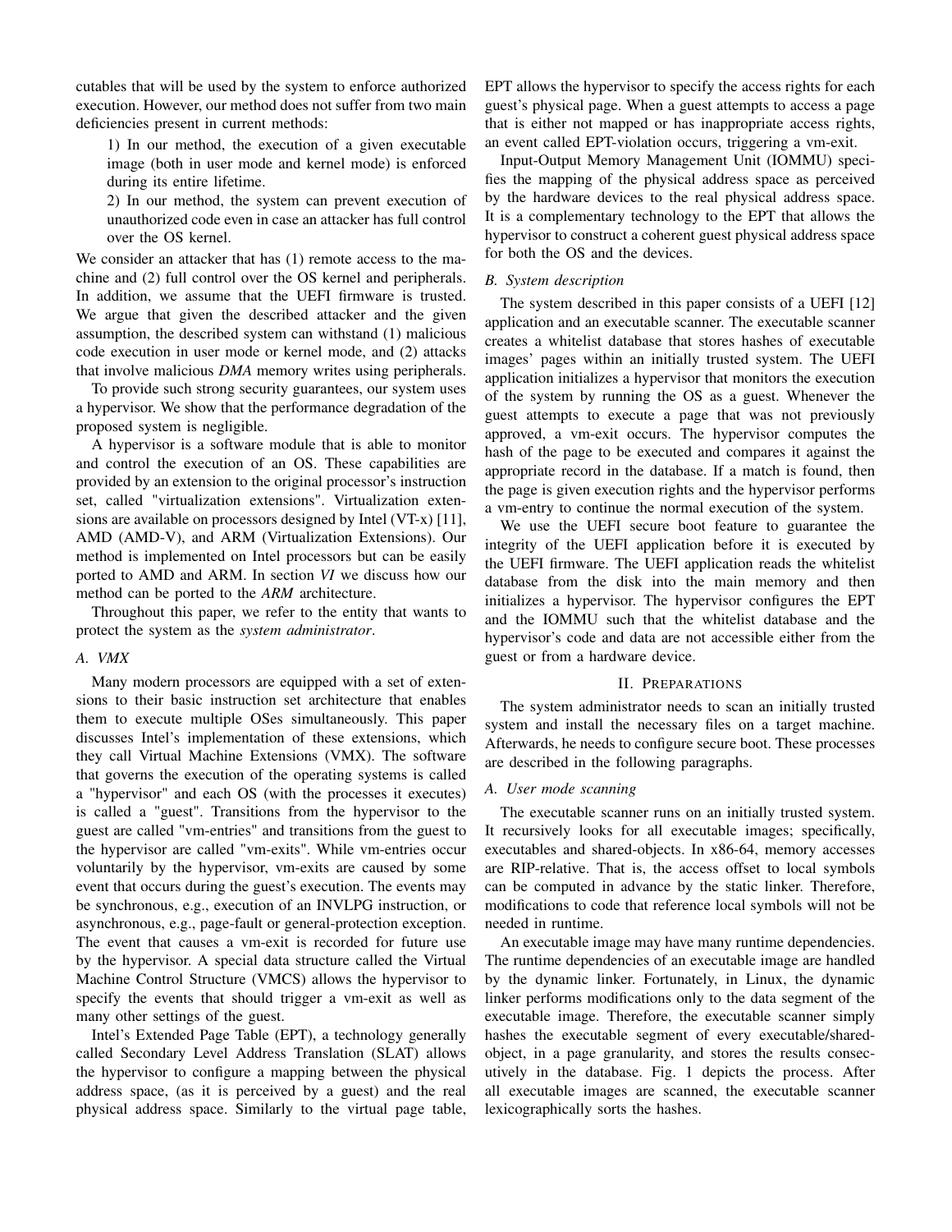cutables that will be used by the system to enforce authorized execution. However, our method does not suffer from two main deficiencies present in current methods:

1) In our method, the execution of a given executable image (both in user mode and kernel mode) is enforced during its entire lifetime.

2) In our method, the system can prevent execution of unauthorized code even in case an attacker has full control over the OS kernel.

We consider an attacker that has (1) remote access to the machine and (2) full control over the OS kernel and peripherals. In addition, we assume that the UEFI firmware is trusted. We argue that given the described attacker and the given assumption, the described system can withstand (1) malicious code execution in user mode or kernel mode, and (2) attacks that involve malicious *DMA* memory writes using peripherals.

To provide such strong security guarantees, our system uses a hypervisor. We show that the performance degradation of the proposed system is negligible.

A hypervisor is a software module that is able to monitor and control the execution of an OS. These capabilities are provided by an extension to the original processor's instruction set, called "virtualization extensions". Virtualization extensions are available on processors designed by Intel (VT-x) [11], AMD (AMD-V), and ARM (Virtualization Extensions). Our method is implemented on Intel processors but can be easily ported to AMD and ARM. In section *VI* we discuss how our method can be ported to the *ARM* architecture.

Throughout this paper, we refer to the entity that wants to protect the system as the *system administrator*.

### A. VMX

Many modern processors are equipped with a set of extensions to their basic instruction set architecture that enables them to execute multiple OSes simultaneously. This paper discusses Intel's implementation of these extensions, which they call Virtual Machine Extensions (VMX). The software that governs the execution of the operating systems is called a "hypervisor" and each OS (with the processes it executes) is called a "guest". Transitions from the hypervisor to the guest are called "vm-entries" and transitions from the guest to the hypervisor are called "vm-exits". While vm-entries occur voluntarily by the hypervisor, vm-exits are caused by some event that occurs during the guest's execution. The events may be synchronous, e.g., execution of an INVLPG instruction, or asynchronous, e.g., page-fault or general-protection exception. The event that causes a vm-exit is recorded for future use by the hypervisor. A special data structure called the Virtual Machine Control Structure (VMCS) allows the hypervisor to specify the events that should trigger a vm-exit as well as many other settings of the guest.

Intel's Extended Page Table (EPT), a technology generally called Secondary Level Address Translation (SLAT) allows the hypervisor to configure a mapping between the physical address space, (as it is perceived by a guest) and the real physical address space. Similarly to the virtual page table, EPT allows the hypervisor to specify the access rights for each guest's physical page. When a guest attempts to access a page that is either not mapped or has inappropriate access rights, an event called EPT-violation occurs, triggering a vm-exit.

Input-Output Memory Management Unit (IOMMU) specifies the mapping of the physical address space as perceived by the hardware devices to the real physical address space. It is a complementary technology to the EPT that allows the hypervisor to construct a coherent guest physical address space for both the OS and the devices.

### B. System description

The system described in this paper consists of a UEFI [12] application and an executable scanner. The executable scanner creates a whitelist database that stores hashes of executable images' pages within an initially trusted system. The UEFI application initializes a hypervisor that monitors the execution of the system by running the OS as a guest. Whenever the guest attempts to execute a page that was not previously approved, a vm-exit occurs. The hypervisor computes the hash of the page to be executed and compares it against the appropriate record in the database. If a match is found, then the page is given execution rights and the hypervisor performs a vm-entry to continue the normal execution of the system.

We use the UEFI secure boot feature to guarantee the integrity of the UEFI application before it is executed by the UEFI firmware. The UEFI application reads the whitelist database from the disk into the main memory and then initializes a hypervisor. The hypervisor configures the EPT and the IOMMU such that the whitelist database and the hypervisor's code and data are not accessible either from the guest or from a hardware device.

## II. Preparations

The system administrator needs to scan an initially trusted system and install the necessary files on a target machine. Afterwards, he needs to configure secure boot. These processes are described in the following paragraphs.

### A. User mode scanning

The executable scanner runs on an initially trusted system. It recursively looks for all executable images; specifically, executables and shared-objects. In x86-64, memory accesses are RIP-relative. That is, the access offset to local symbols can be computed in advance by the static linker. Therefore, modifications to code that reference local symbols will not be needed in runtime.

An executable image may have many runtime dependencies. The runtime dependencies of an executable image are handled by the dynamic linker. Fortunately, in Linux, the dynamic linker performs modifications only to the data segment of the executable image. Therefore, the executable scanner simply hashes the executable segment of every executable/shared-object, in a page granularity, and stores the results consecutively in the database. Fig. 1 depicts the process. After all executable images are scanned, the executable scanner lexicographically sorts the hashes.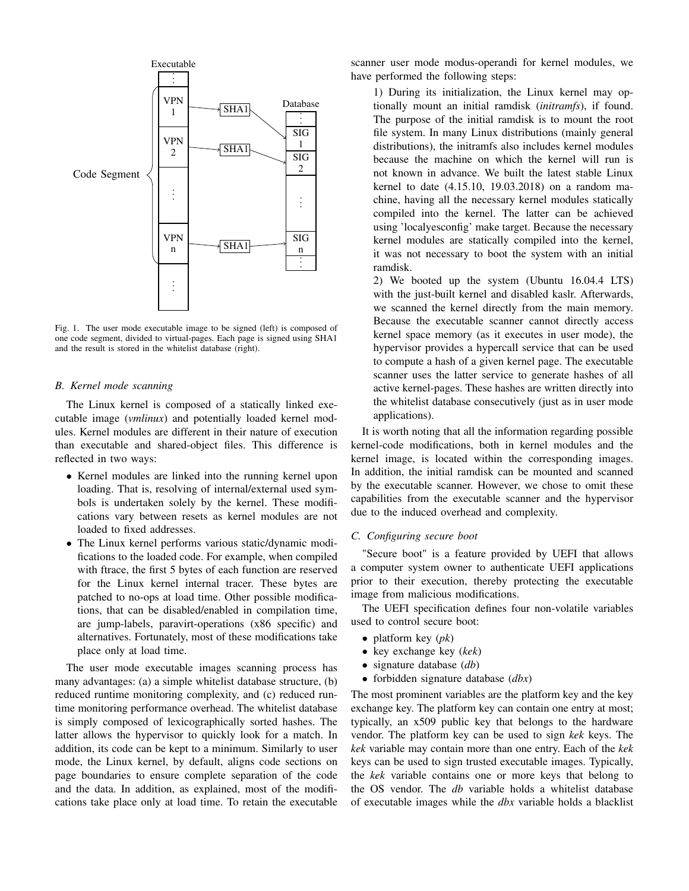Fig. 1. The user mode executable image to be signed (left) is composed of one code segment, divided to virtual-pages. Each page is signed using SHA1 and the result is stored in the whitelist database (right).

### B. Kernel mode scanning

The Linux kernel is composed of a statically linked executable image (*vmlinux*) and potentially loaded kernel modules. Kernel modules are different in their nature of execution than executable and shared-object files. This difference is reflected in two ways:

- Kernel modules are linked into the running kernel upon loading. That is, resolving of internal/external used symbols is undertaken solely by the kernel. These modifications vary between resets as kernel modules are not loaded to fixed addresses.
- The Linux kernel performs various static/dynamic modifications to the loaded code. For example, when compiled with ftrace, the first 5 bytes of each function are reserved for the Linux kernel internal tracer. These bytes are patched to no-ops at load time. Other possible modifications, that can be disabled/enabled in compilation time, are jump-labels, paravirt-operations (x86 specific) and alternatives. Fortunately, most of these modifications take place only at load time.

The user mode executable images scanning process has many advantages: (a) a simple whitelist database structure, (b) reduced runtime monitoring complexity, and (c) reduced runtime monitoring performance overhead. The whitelist database is simply composed of lexicographically sorted hashes. The latter allows the hypervisor to quickly look for a match. In addition, its code can be kept to a minimum. Similarly to user mode, the Linux kernel, by default, aligns code sections on page boundaries to ensure complete separation of the code and the data. In addition, as explained, most of the modifications take place only at load time. To retain the executable scanner user mode modus-operandi for kernel modules, we have performed the following steps:

1) During its initialization, the Linux kernel may optionally mount an initial ramdisk (*initramfs*), if found. The purpose of the initial ramdisk is to mount the root file system. In many Linux distributions (mainly general distributions), the initramfs also includes kernel modules because the machine on which the kernel will run is not known in advance. We built the latest stable Linux kernel to date (4.15.10, 19.03.2018) on a random machine, having all the necessary kernel modules statically compiled into the kernel. The latter can be achieved using 'localyesconfig' make target. Because the necessary kernel modules are statically compiled into the kernel, it was not necessary to boot the system with an initial ramdisk.

2) We booted up the system (Ubuntu 16.04.4 LTS) with the just-built kernel and disabled kaslr. Afterwards, we scanned the kernel directly from the main memory. Because the executable scanner cannot directly access kernel space memory (as it executes in user mode), the hypervisor provides a hypercall service that can be used to compute a hash of a given kernel page. The executable scanner uses the latter service to generate hashes of all active kernel-pages. These hashes are written directly into the whitelist database consecutively (just as in user mode applications).

It is worth noting that all the information regarding possible kernel-code modifications, both in kernel modules and the kernel image, is located within the corresponding images. In addition, the initial ramdisk can be mounted and scanned by the executable scanner. However, we chose to omit these capabilities from the executable scanner and the hypervisor due to the induced overhead and complexity.

### C. Configuring secure boot

"Secure boot" is a feature provided by UEFI that allows a computer system owner to authenticate UEFI applications prior to their execution, thereby protecting the executable image from malicious modifications.

The UEFI specification defines four non-volatile variables used to control secure boot:

- platform key (*pk*)
- key exchange key (*kek*)
- signature database (*db*)
- forbidden signature database (*dbx*)

The most prominent variables are the platform key and the key exchange key. The platform key can contain one entry at most; typically, an x509 public key that belongs to the hardware vendor. The platform key can be used to sign *kek* keys. The *kek* variable may contain more than one entry. Each of the *kek* keys can be used to sign trusted executable images. Typically, the *kek* variable contains one or more keys that belong to the OS vendor. The *db* variable holds a whitelist database of executable images while the *dbx* variable holds a blacklist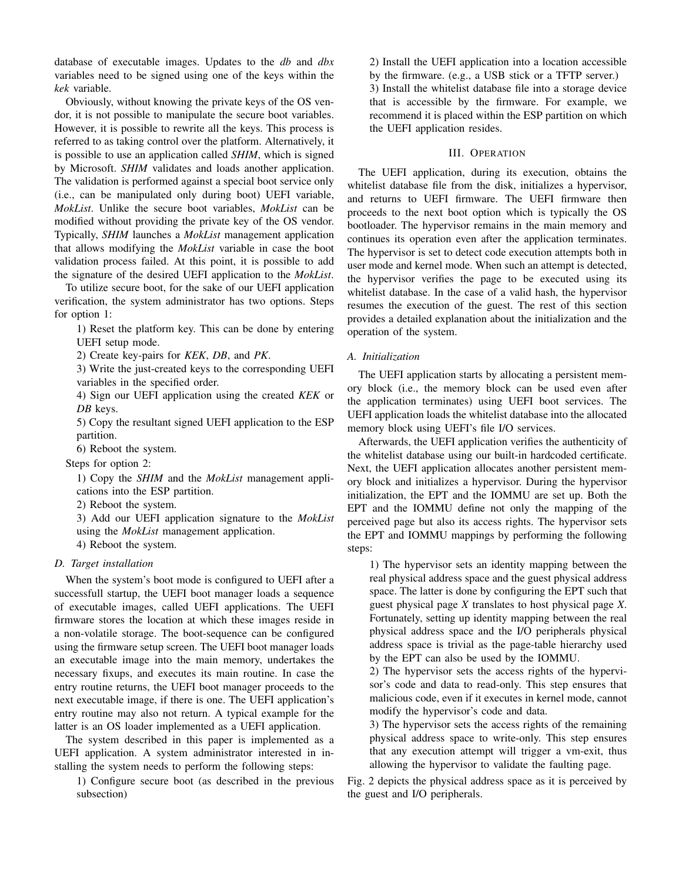database of executable images. Updates to the *db* and *dbx* variables need to be signed using one of the keys within the *kek* variable.

Obviously, without knowing the private keys of the OS vendor, it is not possible to manipulate the secure boot variables. However, it is possible to rewrite all the keys. This process is referred to as taking control over the platform. Alternatively, it is possible to use an application called *SHIM*, which is signed by Microsoft. *SHIM* validates and loads another application. The validation is performed against a special boot service only (i.e., can be manipulated only during boot) UEFI variable, *MokList*. Unlike the secure boot variables, *MokList* can be modified without providing the private key of the OS vendor. Typically, *SHIM* launches a *MokList* management application that allows modifying the *MokList* variable in case the boot validation process failed. At this point, it is possible to add the signature of the desired UEFI application to the *MokList*.

To utilize secure boot, for the sake of our UEFI application verification, the system administrator has two options. Steps for option 1:

1) Reset the platform key. This can be done by entering UEFI setup mode.
2) Create key-pairs for *KEK*, *DB*, and *PK*.
3) Write the just-created keys to the corresponding UEFI variables in the specified order.
4) Sign our UEFI application using the created *KEK* or *DB* keys.
5) Copy the resultant signed UEFI application to the ESP partition.
6) Reboot the system.

Steps for option 2:

1) Copy the *SHIM* and the *MokList* management applications into the ESP partition.
2) Reboot the system.
3) Add our UEFI application signature to the *MokList* using the *MokList* management application.
4) Reboot the system.

### D. Target installation

When the system's boot mode is configured to UEFI after a successfull startup, the UEFI boot manager loads a sequence of executable images, called UEFI applications. The UEFI firmware stores the location at which these images reside in a non-volatile storage. The boot-sequence can be configured using the firmware setup screen. The UEFI boot manager loads an executable image into the main memory, undertakes the necessary fixups, and executes its main routine. In case the entry routine returns, the UEFI boot manager proceeds to the next executable image, if there is one. The UEFI application's entry routine may also not return. A typical example for the latter is an OS loader implemented as a UEFI application.

The system described in this paper is implemented as a UEFI application. A system administrator interested in installing the system needs to perform the following steps:

1) Configure secure boot (as described in the previous subsection)
2) Install the UEFI application into a location accessible by the firmware. (e.g., a USB stick or a TFTP server.)
3) Install the whitelist database file into a storage device that is accessible by the firmware. For example, we recommend it is placed within the ESP partition on which the UEFI application resides.

## III. Operation

The UEFI application, during its execution, obtains the whitelist database file from the disk, initializes a hypervisor, and returns to UEFI firmware. The UEFI firmware then proceeds to the next boot option which is typically the OS bootloader. The hypervisor remains in the main memory and continues its operation even after the application terminates. The hypervisor is set to detect code execution attempts both in user mode and kernel mode. When such an attempt is detected, the hypervisor verifies the page to be executed using its whitelist database. In the case of a valid hash, the hypervisor resumes the execution of the guest. The rest of this section provides a detailed explanation about the initialization and the operation of the system.

### A. Initialization

The UEFI application starts by allocating a persistent memory block (i.e., the memory block can be used even after the application terminates) using UEFI boot services. The UEFI application loads the whitelist database into the allocated memory block using UEFI's file I/O services.

Afterwards, the UEFI application verifies the authenticity of the whitelist database using our built-in hardcoded certificate. Next, the UEFI application allocates another persistent memory block and initializes a hypervisor. During the hypervisor initialization, the EPT and the IOMMU are set up. Both the EPT and the IOMMU define not only the mapping of the perceived page but also its access rights. The hypervisor sets the EPT and IOMMU mappings by performing the following steps:

1) The hypervisor sets an identity mapping between the real physical address space and the guest physical address space. The latter is done by configuring the EPT such that guest physical page *X* translates to host physical page *X*. Fortunately, setting up identity mapping between the real physical address space and the I/O peripherals physical address space is trivial as the page-table hierarchy used by the EPT can also be used by the IOMMU.
2) The hypervisor sets the access rights of the hypervisor's code and data to read-only. This step ensures that malicious code, even if it executes in kernel mode, cannot modify the hypervisor's code and data.
3) The hypervisor sets the access rights of the remaining physical address space to write-only. This step ensures that any execution attempt will trigger a vm-exit, thus allowing the hypervisor to validate the faulting page.

Fig. 2 depicts the physical address space as it is perceived by the guest and I/O peripherals.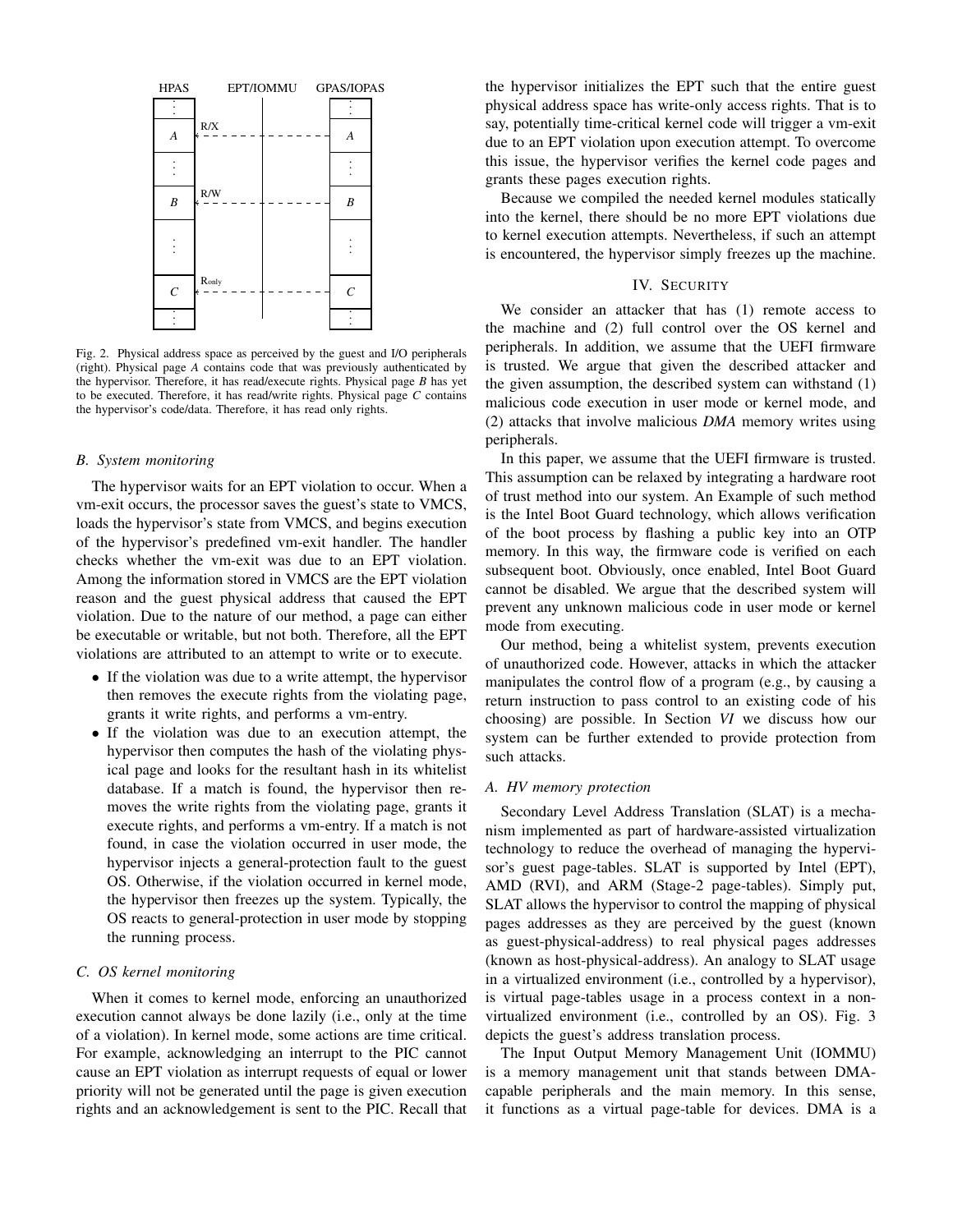Fig. 2. Physical address space as perceived by the guest and I/O peripherals (right). Physical page *A* contains code that was previously authenticated by the hypervisor. Therefore, it has read/execute rights. Physical page *B* has yet to be executed. Therefore, it has read/write rights. Physical page *C* contains the hypervisor's code/data. Therefore, it has read only rights.

### B. System monitoring

The hypervisor waits for an EPT violation to occur. When a vm-exit occurs, the processor saves the guest's state to VMCS, loads the hypervisor's state from VMCS, and begins execution of the hypervisor's predefined vm-exit handler. The handler checks whether the vm-exit was due to an EPT violation. Among the information stored in VMCS are the EPT violation reason and the guest physical address that caused the EPT violation. Due to the nature of our method, a page can either be executable or writable, but not both. Therefore, all the EPT violations are attributed to an attempt to write or to execute.

- If the violation was due to a write attempt, the hypervisor then removes the execute rights from the violating page, grants it write rights, and performs a vm-entry.
- If the violation was due to an execution attempt, the hypervisor then computes the hash of the violating physical page and looks for the resultant hash in its whitelist database. If a match is found, the hypervisor then removes the write rights from the violating page, grants it execute rights, and performs a vm-entry. If a match is not found, in case the violation occurred in user mode, the hypervisor injects a general-protection fault to the guest OS. Otherwise, if the violation occurred in kernel mode, the hypervisor then freezes up the system. Typically, the OS reacts to general-protection in user mode by stopping the running process.

### C. OS kernel monitoring

When it comes to kernel mode, enforcing an unauthorized execution cannot always be done lazily (i.e., only at the time of a violation). In kernel mode, some actions are time critical. For example, acknowledging an interrupt to the PIC cannot cause an EPT violation as interrupt requests of equal or lower priority will not be generated until the page is given execution rights and an acknowledgement is sent to the PIC. Recall that the hypervisor initializes the EPT such that the entire guest physical address space has write-only access rights. That is to say, potentially time-critical kernel code will trigger a vm-exit due to an EPT violation upon execution attempt. To overcome this issue, the hypervisor verifies the kernel code pages and grants these pages execution rights.

Because we compiled the needed kernel modules statically into the kernel, there should be no more EPT violations due to kernel execution attempts. Nevertheless, if such an attempt is encountered, the hypervisor simply freezes up the machine.

## IV. Security

We consider an attacker that has (1) remote access to the machine and (2) full control over the OS kernel and peripherals. In addition, we assume that the UEFI firmware is trusted. We argue that given the described attacker and the given assumption, the described system can withstand (1) malicious code execution in user mode or kernel mode, and (2) attacks that involve malicious *DMA* memory writes using peripherals.

In this paper, we assume that the UEFI firmware is trusted. This assumption can be relaxed by integrating a hardware root of trust method into our system. An Example of such method is the Intel Boot Guard technology, which allows verification of the boot process by flashing a public key into an OTP memory. In this way, the firmware code is verified on each subsequent boot. Obviously, once enabled, Intel Boot Guard cannot be disabled. We argue that the described system will prevent any unknown malicious code in user mode or kernel mode from executing.

Our method, being a whitelist system, prevents execution of unauthorized code. However, attacks in which the attacker manipulates the control flow of a program (e.g., by causing a return instruction to pass control to an existing code of his choosing) are possible. In Section *VI* we discuss how our system can be further extended to provide protection from such attacks.

### A. HV memory protection

Secondary Level Address Translation (SLAT) is a mechanism implemented as part of hardware-assisted virtualization technology to reduce the overhead of managing the hypervisor's guest page-tables. SLAT is supported by Intel (EPT), AMD (RVI), and ARM (Stage-2 page-tables). Simply put, SLAT allows the hypervisor to control the mapping of physical pages addresses as they are perceived by the guest (known as guest-physical-address) to real physical pages addresses (known as host-physical-address). An analogy to SLAT usage in a virtualized environment (i.e., controlled by a hypervisor), is virtual page-tables usage in a process context in a non-virtualized environment (i.e., controlled by an OS). Fig. 3 depicts the guest's address translation process.

The Input Output Memory Management Unit (IOMMU) is a memory management unit that stands between DMA-capable peripherals and the main memory. In this sense, it functions as a virtual page-table for devices. DMA is a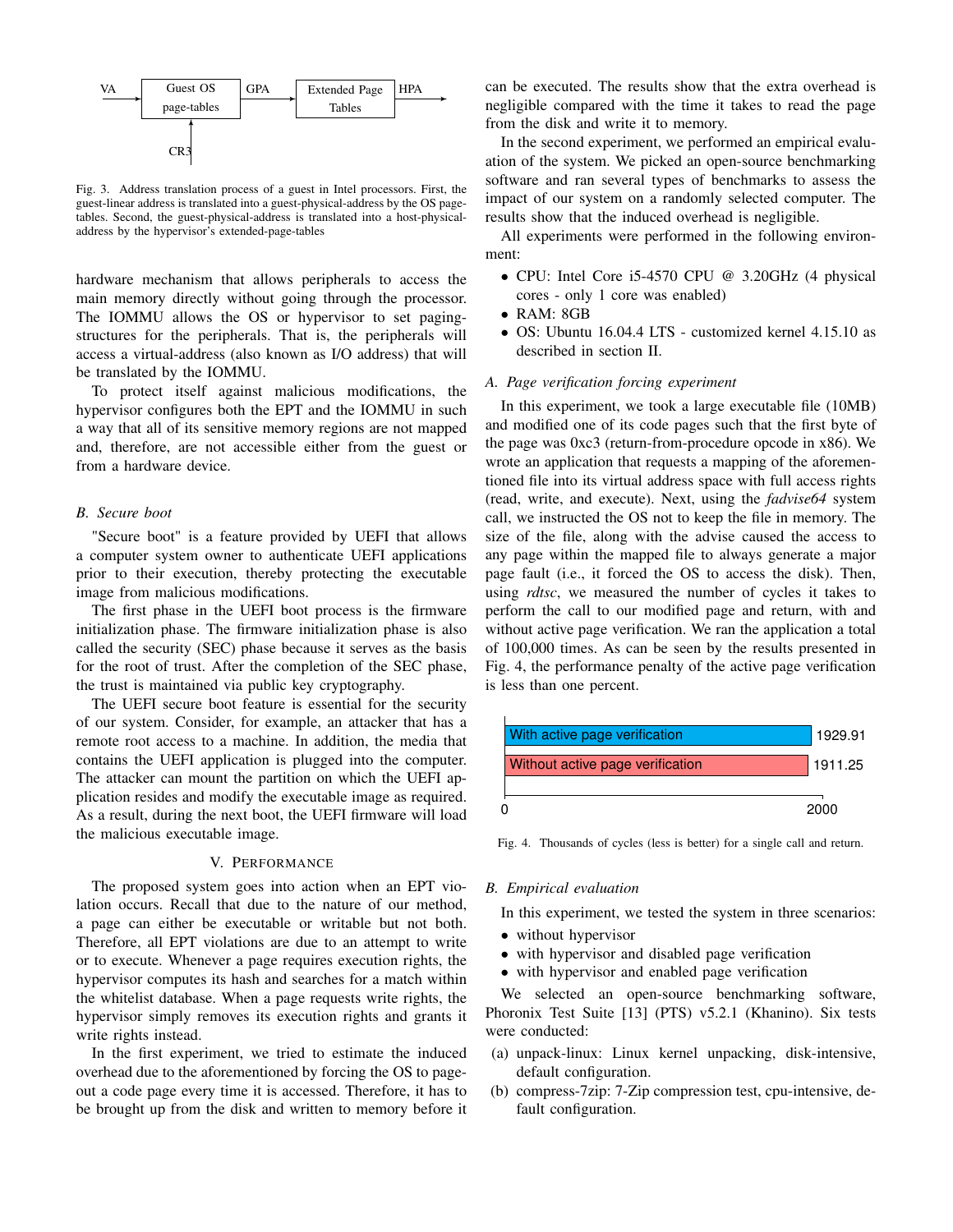Fig. 3. Address translation process of a guest in Intel processors. First, the guest-linear address is translated into a guest-physical-address by the OS page-tables. Second, the guest-physical-address is translated into a host-physical-address by the hypervisor's extended-page-tables

hardware mechanism that allows peripherals to access the main memory directly without going through the processor. The IOMMU allows the OS or hypervisor to set paging-structures for the peripherals. That is, the peripherals will access a virtual-address (also known as I/O address) that will be translated by the IOMMU.

To protect itself against malicious modifications, the hypervisor configures both the EPT and the IOMMU in such a way that all of its sensitive memory regions are not mapped and, therefore, are not accessible either from the guest or from a hardware device.

### B. Secure boot

"Secure boot" is a feature provided by UEFI that allows a computer system owner to authenticate UEFI applications prior to their execution, thereby protecting the executable image from malicious modifications.

The first phase in the UEFI boot process is the firmware initialization phase. The firmware initialization phase is also called the security (SEC) phase because it serves as the basis for the root of trust. After the completion of the SEC phase, the trust is maintained via public key cryptography.

The UEFI secure boot feature is essential for the security of our system. Consider, for example, an attacker that has a remote root access to a machine. In addition, the media that contains the UEFI application is plugged into the computer. The attacker can mount the partition on which the UEFI application resides and modify the executable image as required. As a result, during the next boot, the UEFI firmware will load the malicious executable image.

## V. Performance

The proposed system goes into action when an EPT violation occurs. Recall that due to the nature of our method, a page can either be executable or writable but not both. Therefore, all EPT violations are due to an attempt to write or to execute. Whenever a page requires execution rights, the hypervisor computes its hash and searches for a match within the whitelist database. When a page requests write rights, the hypervisor simply removes its execution rights and grants it write rights instead.

In the first experiment, we tried to estimate the induced overhead due to the aforementioned by forcing the OS to page-out a code page every time it is accessed. Therefore, it has to be brought up from the disk and written to memory before it can be executed. The results show that the extra overhead is negligible compared with the time it takes to read the page from the disk and write it to memory.

In the second experiment, we performed an empirical evaluation of the system. We picked an open-source benchmarking software and ran several types of benchmarks to assess the impact of our system on a randomly selected computer. The results show that the induced overhead is negligible.

All experiments were performed in the following environment:

- CPU: Intel Core i5-4570 CPU @ 3.20GHz (4 physical cores - only 1 core was enabled)
- RAM: 8GB
- OS: Ubuntu 16.04.4 LTS - customized kernel 4.15.10 as described in section II.

### A. Page verification forcing experiment

In this experiment, we took a large executable file (10MB) and modified one of its code pages such that the first byte of the page was 0xc3 (return-from-procedure opcode in x86). We wrote an application that requests a mapping of the aforementioned file into its virtual address space with full access rights (read, write, and execute). Next, using the *fadvise64* system call, we instructed the OS not to keep the file in memory. The size of the file, along with the advise caused the access to any page within the mapped file to always generate a major page fault (i.e., it forced the OS to access the disk). Then, using *rdtsc*, we measured the number of cycles it takes to perform the call to our modified page and return, with and without active page verification. We ran the application a total of 100,000 times. As can be seen by the results presented in Fig. 4, the performance penalty of the active page verification is less than one percent.

| | Thousands of cycles |
|---|---|
| With active page verification | 1929.91 |
| Without active page verification | 1911.25 |

Fig. 4. Thousands of cycles (less is better) for a single call and return.

### B. Empirical evaluation

In this experiment, we tested the system in three scenarios:

- without hypervisor
- with hypervisor and disabled page verification
- with hypervisor and enabled page verification

We selected an open-source benchmarking software, Phoronix Test Suite [13] (PTS) v5.2.1 (Khanino). Six tests were conducted:

(a) unpack-linux: Linux kernel unpacking, disk-intensive, default configuration.

(b) compress-7zip: 7-Zip compression test, cpu-intensive, default configuration.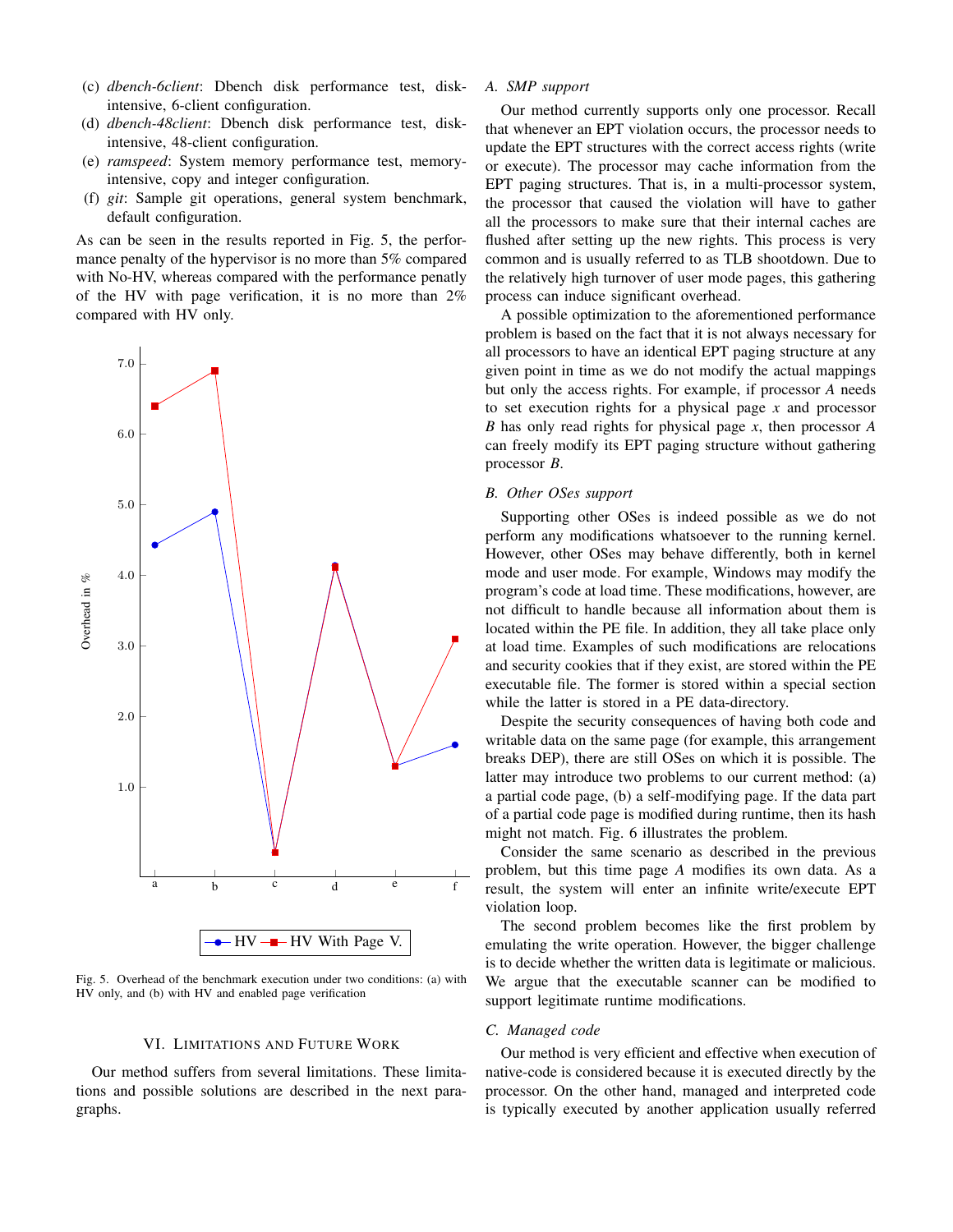(c) *dbench-6client*: Dbench disk performance test, disk-intensive, 6-client configuration.
(d) *dbench-48client*: Dbench disk performance test, disk-intensive, 48-client configuration.
(e) *ramspeed*: System memory performance test, memory-intensive, copy and integer configuration.
(f) *git*: Sample git operations, general system benchmark, default configuration.

As can be seen in the results reported in Fig. 5, the performance penalty of the hypervisor is no more than 5% compared with No-HV, whereas compared with the performance penalty of the HV with page verification, it is no more than 2% compared with HV only.

Fig. 5. Overhead of the benchmark execution under two conditions: (a) with HV only, and (b) with HV and enabled page verification

## VI. Limitations and Future Work

Our method suffers from several limitations. These limitations and possible solutions are described in the next paragraphs.

### A. SMP support

Our method currently supports only one processor. Recall that whenever an EPT violation occurs, the processor needs to update the EPT structures with the correct access rights (write or execute). The processor may cache information from the EPT paging structures. That is, in a multi-processor system, the processor that caused the violation will have to gather all the processors to make sure that their internal caches are flushed after setting up the new rights. This process is very common and is usually referred to as TLB shootdown. Due to the relatively high turnover of user mode pages, this gathering process can induce significant overhead.

A possible optimization to the aforementioned performance problem is based on the fact that it is not always necessary for all processors to have an identical EPT paging structure at any given point in time as we do not modify the actual mappings but only the access rights. For example, if processor *A* needs to set execution rights for a physical page *x* and processor *B* has only read rights for physical page *x*, then processor *A* can freely modify its EPT paging structure without gathering processor *B*.

### B. Other OSes support

Supporting other OSes is indeed possible as we do not perform any modifications whatsoever to the running kernel. However, other OSes may behave differently, both in kernel mode and user mode. For example, Windows may modify the program's code at load time. These modifications, however, are not difficult to handle because all information about them is located within the PE file. In addition, they all take place only at load time. Examples of such modifications are relocations and security cookies that if they exist, are stored within the PE executable file. The former is stored within a special section while the latter is stored in a PE data-directory.

Despite the security consequences of having both code and writable data on the same page (for example, this arrangement breaks DEP), there are still OSes on which it is possible. The latter may introduce two problems to our current method: (a) a partial code page, (b) a self-modifying page. If the data part of a partial code page is modified during runtime, then its hash might not match. Fig. 6 illustrates the problem.

Consider the same scenario as described in the previous problem, but this time page *A* modifies its own data. As a result, the system will enter an infinite write/execute EPT violation loop.

The second problem becomes like the first problem by emulating the write operation. However, the bigger challenge is to decide whether the written data is legitimate or malicious. We argue that the executable scanner can be modified to support legitimate runtime modifications.

### C. Managed code

Our method is very efficient and effective when execution of native-code is considered because it is executed directly by the processor. On the other hand, managed and interpreted code is typically executed by another application usually referred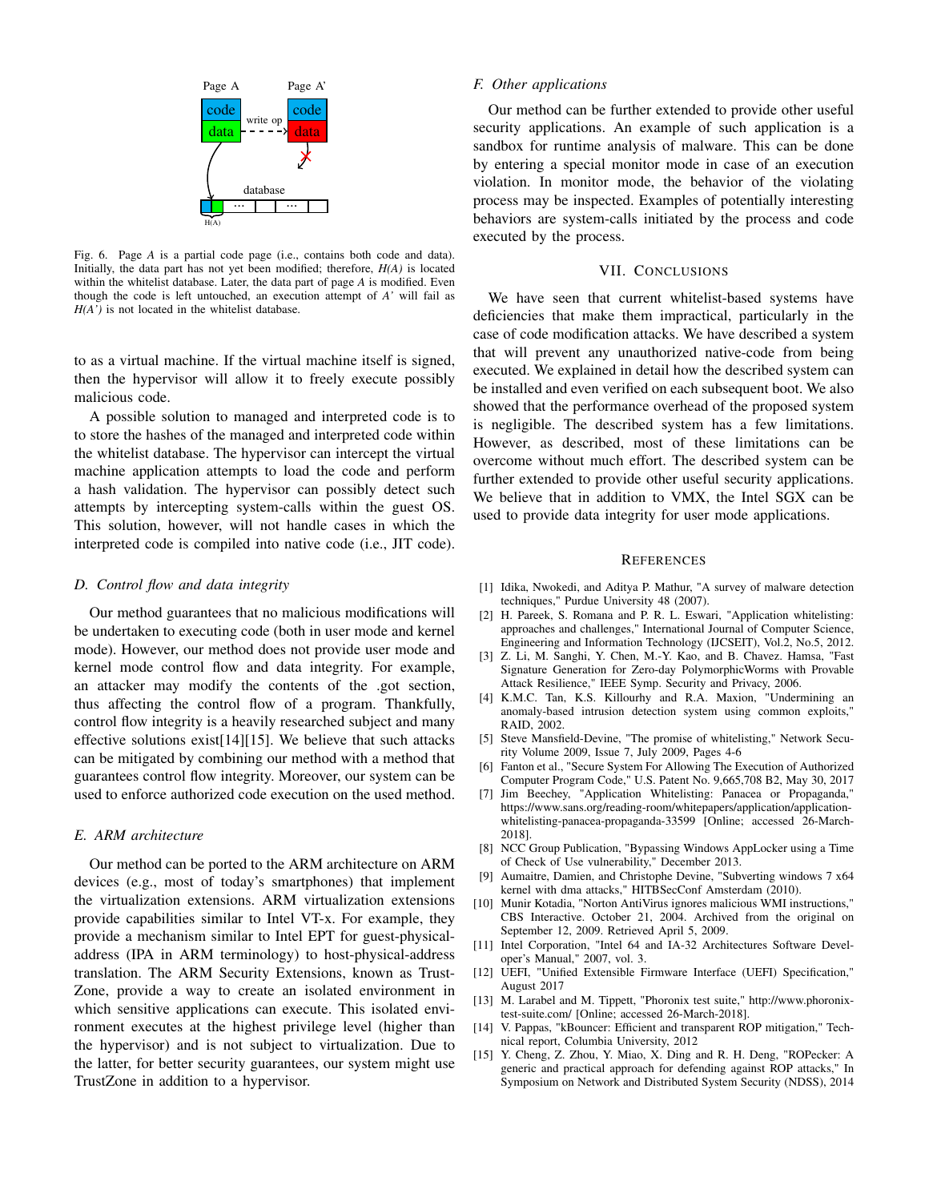Fig. 6. Page *A* is a partial code page (i.e., contains both code and data). Initially, the data part has not yet been modified; therefore, *H(A)* is located within the whitelist database. Later, the data part of page *A* is modified. Even though the code is left untouched, an execution attempt of *A'* will fail as *H(A')* is not located in the whitelist database.

to as a virtual machine. If the virtual machine itself is signed, then the hypervisor will allow it to freely execute possibly malicious code.

A possible solution to managed and interpreted code is to to store the hashes of the managed and interpreted code within the whitelist database. The hypervisor can intercept the virtual machine application attempts to load the code and perform a hash validation. The hypervisor can possibly detect such attempts by intercepting system-calls within the guest OS. This solution, however, will not handle cases in which the interpreted code is compiled into native code (i.e., JIT code).

### D. Control flow and data integrity

Our method guarantees that no malicious modifications will be undertaken to executing code (both in user mode and kernel mode). However, our method does not provide user mode and kernel mode control flow and data integrity. For example, an attacker may modify the contents of the .got section, thus affecting the control flow of a program. Thankfully, control flow integrity is a heavily researched subject and many effective solutions exist[14][15]. We believe that such attacks can be mitigated by combining our method with a method that guarantees control flow integrity. Moreover, our system can be used to enforce authorized code execution on the used method.

### E. ARM architecture

Our method can be ported to the ARM architecture on ARM devices (e.g., most of today's smartphones) that implement the virtualization extensions. ARM virtualization extensions provide capabilities similar to Intel VT-x. For example, they provide a mechanism similar to Intel EPT for guest-physical-address (IPA in ARM terminology) to host-physical-address translation. The ARM Security Extensions, known as TrustZone, provide a way to create an isolated environment in which sensitive applications can execute. This isolated environment executes at the highest privilege level (higher than the hypervisor) and is not subject to virtualization. Due to the latter, for better security guarantees, our system might use TrustZone in addition to a hypervisor.

### F. Other applications

Our method can be further extended to provide other useful security applications. An example of such application is a sandbox for runtime analysis of malware. This can be done by entering a special monitor mode in case of an execution violation. In monitor mode, the behavior of the violating process may be inspected. Examples of potentially interesting behaviors are system-calls initiated by the process and code executed by the process.

## VII. Conclusions

We have seen that current whitelist-based systems have deficiencies that make them impractical, particularly in the case of code modification attacks. We have described a system that will prevent any unauthorized native-code from being executed. We explained in detail how the described system can be installed and even verified on each subsequent boot. We also showed that the performance overhead of the proposed system is negligible. The described system has a few limitations. However, as described, most of these limitations can be overcome without much effort. The described system can be further extended to provide other useful security applications. We believe that in addition to VMX, the Intel SGX can be used to provide data integrity for user mode applications.

## References

[1] Idika, Nwokedi, and Aditya P. Mathur, "A survey of malware detection techniques," Purdue University 48 (2007).

[2] H. Pareek, S. Romana and P. R. L. Eswari, "Application whitelisting: approaches and challenges," International Journal of Computer Science, Engineering and Information Technology (IJCSEIT), Vol.2, No.5, 2012.

[3] Z. Li, M. Sanghi, Y. Chen, M.-Y. Kao, and B. Chavez. Hamsa, "Fast Signature Generation for Zero-day PolymorphicWorms with Provable Attack Resilience," IEEE Symp. Security and Privacy, 2006.

[4] K.M.C. Tan, K.S. Killourhy and R.A. Maxion, "Undermining an anomaly-based intrusion detection system using common exploits," RAID, 2002.

[5] Steve Mansfield-Devine, "The promise of whitelisting," Network Security Volume 2009, Issue 7, July 2009, Pages 4-6

[6] Fanton et al., "Secure System For Allowing The Execution of Authorized Computer Program Code," U.S. Patent No. 9,665,708 B2, May 30, 2017

[7] Jim Beechey, "Application Whitelisting: Panacea or Propaganda," https://www.sans.org/reading-room/whitepapers/application/application-whitelisting-panacea-propaganda-33599 [Online; accessed 26-March-2018].

[8] NCC Group Publication, "Bypassing Windows AppLocker using a Time of Check of Use vulnerability," December 2013.

[9] Aumaitre, Damien, and Christophe Devine, "Subverting windows 7 x64 kernel with dma attacks," HITBSecConf Amsterdam (2010).

[10] Munir Kotadia, "Norton AntiVirus ignores malicious WMI instructions," CBS Interactive. October 21, 2004. Archived from the original on September 12, 2009. Retrieved April 5, 2009.

[11] Intel Corporation, "Intel 64 and IA-32 Architectures Software Developer's Manual," 2007, vol. 3.

[12] UEFI, "Unified Extensible Firmware Interface (UEFI) Specification," August 2017

[13] M. Larabel and M. Tippett, "Phoronix test suite," http://www.phoronix-test-suite.com/ [Online; accessed 26-March-2018].

[14] V. Pappas, "kBouncer: Efficient and transparent ROP mitigation," Technical report, Columbia University, 2012

[15] Y. Cheng, Z. Zhou, Y. Miao, X. Ding and R. H. Deng, "ROPecker: A generic and practical approach for defending against ROP attacks," In Symposium on Network and Distributed System Security (NDSS), 2014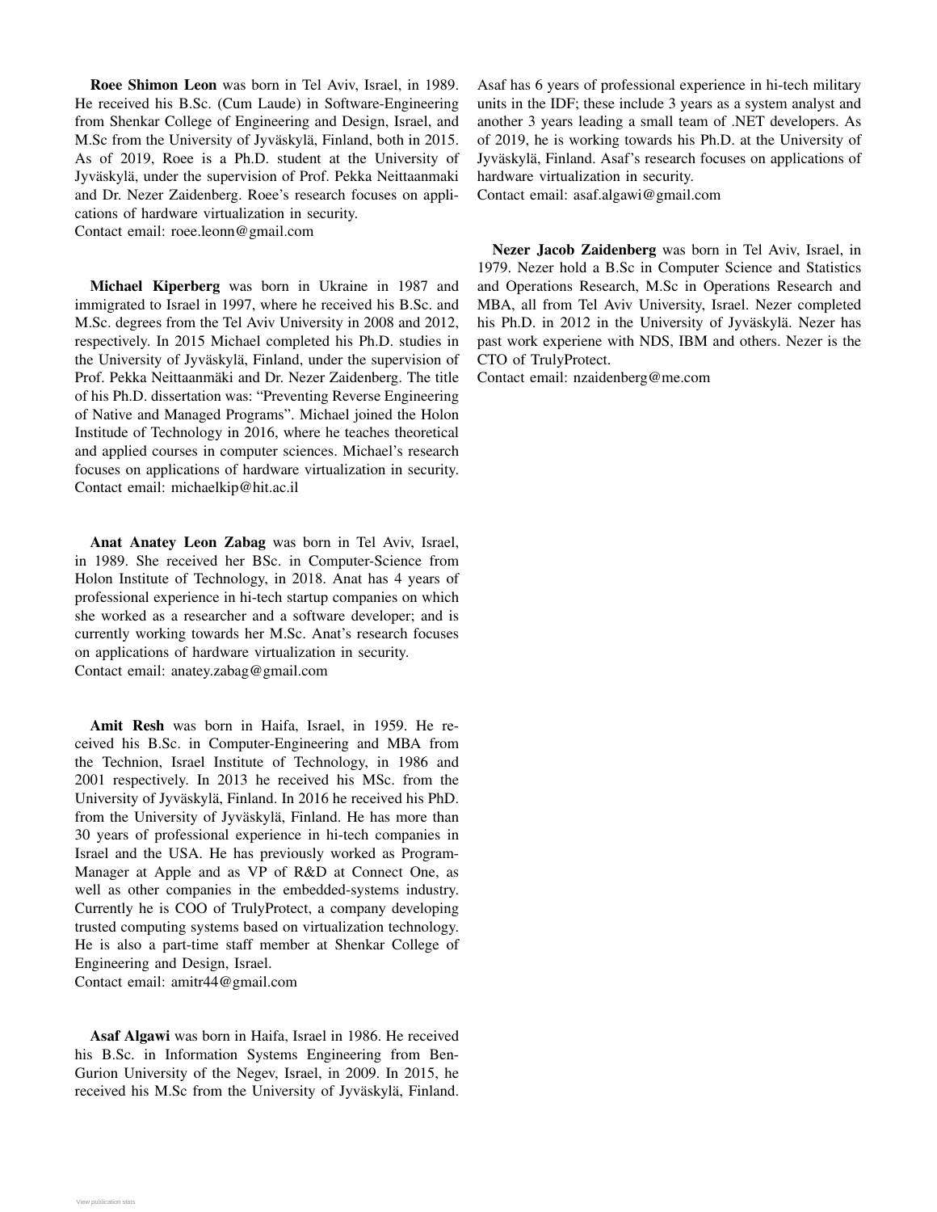**Roee Shimon Leon** was born in Tel Aviv, Israel, in 1989. He received his B.Sc. (Cum Laude) in Software-Engineering from Shenkar College of Engineering and Design, Israel, and M.Sc from the University of Jyväskylä, Finland, both in 2015. As of 2019, Roee is a Ph.D. student at the University of Jyväskylä, under the supervision of Prof. Pekka Neittaanmaki and Dr. Nezer Zaidenberg. Roee's research focuses on applications of hardware virtualization in security.
Contact email: roee.leonn@gmail.com

**Michael Kiperberg** was born in Ukraine in 1987 and immigrated to Israel in 1997, where he received his B.Sc. and M.Sc. degrees from the Tel Aviv University in 2008 and 2012, respectively. In 2015 Michael completed his Ph.D. studies in the University of Jyväskylä, Finland, under the supervision of Prof. Pekka Neittaanmäki and Dr. Nezer Zaidenberg. The title of his Ph.D. dissertation was: "Preventing Reverse Engineering of Native and Managed Programs". Michael joined the Holon Institude of Technology in 2016, where he teaches theoretical and applied courses in computer sciences. Michael's research focuses on applications of hardware virtualization in security.
Contact email: michaelkip@hit.ac.il

**Anat Anatey Leon Zabag** was born in Tel Aviv, Israel, in 1989. She received her BSc. in Computer-Science from Holon Institute of Technology, in 2018. Anat has 4 years of professional experience in hi-tech startup companies on which she worked as a researcher and a software developer; and is currently working towards her M.Sc. Anat's research focuses on applications of hardware virtualization in security.
Contact email: anatey.zabag@gmail.com

**Amit Resh** was born in Haifa, Israel, in 1959. He received his B.Sc. in Computer-Engineering and MBA from the Technion, Israel Institute of Technology, in 1986 and 2001 respectively. In 2013 he received his MSc. from the University of Jyväskylä, Finland. In 2016 he received his PhD. from the University of Jyväskylä, Finland. He has more than 30 years of professional experience in hi-tech companies in Israel and the USA. He has previously worked as Program-Manager at Apple and as VP of R&D at Connect One, as well as other companies in the embedded-systems industry. Currently he is COO of TrulyProtect, a company developing trusted computing systems based on virtualization technology. He is also a part-time staff member at Shenkar College of Engineering and Design, Israel.
Contact email: amitr44@gmail.com

**Asaf Algawi** was born in Haifa, Israel in 1986. He received his B.Sc. in Information Systems Engineering from Ben-Gurion University of the Negev, Israel, in 2009. In 2015, he received his M.Sc from the University of Jyväskylä, Finland. Asaf has 6 years of professional experience in hi-tech military units in the IDF; these include 3 years as a system analyst and another 3 years leading a small team of .NET developers. As of 2019, he is working towards his Ph.D. at the University of Jyväskylä, Finland. Asaf's research focuses on applications of hardware virtualization in security.
Contact email: asaf.algawi@gmail.com

**Nezer Jacob Zaidenberg** was born in Tel Aviv, Israel, in 1979. Nezer hold a B.Sc in Computer Science and Statistics and Operations Research, M.Sc in Operations Research and MBA, all from Tel Aviv University, Israel. Nezer completed his Ph.D. in 2012 in the University of Jyväskylä. Nezer has past work experiene with NDS, IBM and others. Nezer is the CTO of TrulyProtect.
Contact email: nzaidenberg@me.com